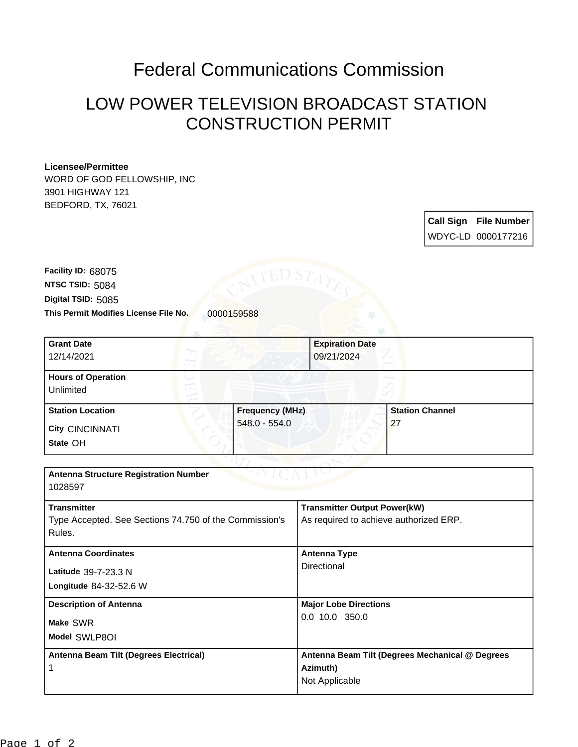# Federal Communications Commission

## LOW POWER TELEVISION BROADCAST STATION CONSTRUCTION PERMIT

**Licensee/Permittee**
WORD OF GOD FELLOWSHIP, INC
3901 HIGHWAY 121
BEDFORD, TX, 76021

| Call Sign | File Number |
|---|---|
| WDYC-LD | 0000177216 |

**Facility ID:** 68075
**NTSC TSID:** 5084
**Digital TSID:** 5085
**This Permit Modifies License File No.** 0000159588

| Grant Date | Expiration Date |
|---|---|
| 12/14/2021 | 09/21/2024 |

| Hours of Operation |
|---|
| Unlimited |

| Station Location | Frequency (MHz) | Station Channel |
|---|---|---|
| City CINCINNATI<br>State OH | 548.0 - 554.0 | 27 |

| Antenna Structure Registration Number | |
|---|---|
| 1028597 | |
| **Transmitter** | **Transmitter Output Power(kW)** |
| Type Accepted. See Sections 74.750 of the Commission's Rules. | As required to achieve authorized ERP. |
| **Antenna Coordinates** | **Antenna Type** |
| Latitude 39-7-23.3 N<br>Longitude 84-32-52.6 W | Directional |
| **Description of Antenna** | **Major Lobe Directions** |
| Make SWR<br>Model SWLP8OI | 0.0 10.0 350.0 |
| **Antenna Beam Tilt (Degrees Electrical)** | **Antenna Beam Tilt (Degrees Mechanical @ Degrees Azimuth)** |
| 1 | Not Applicable |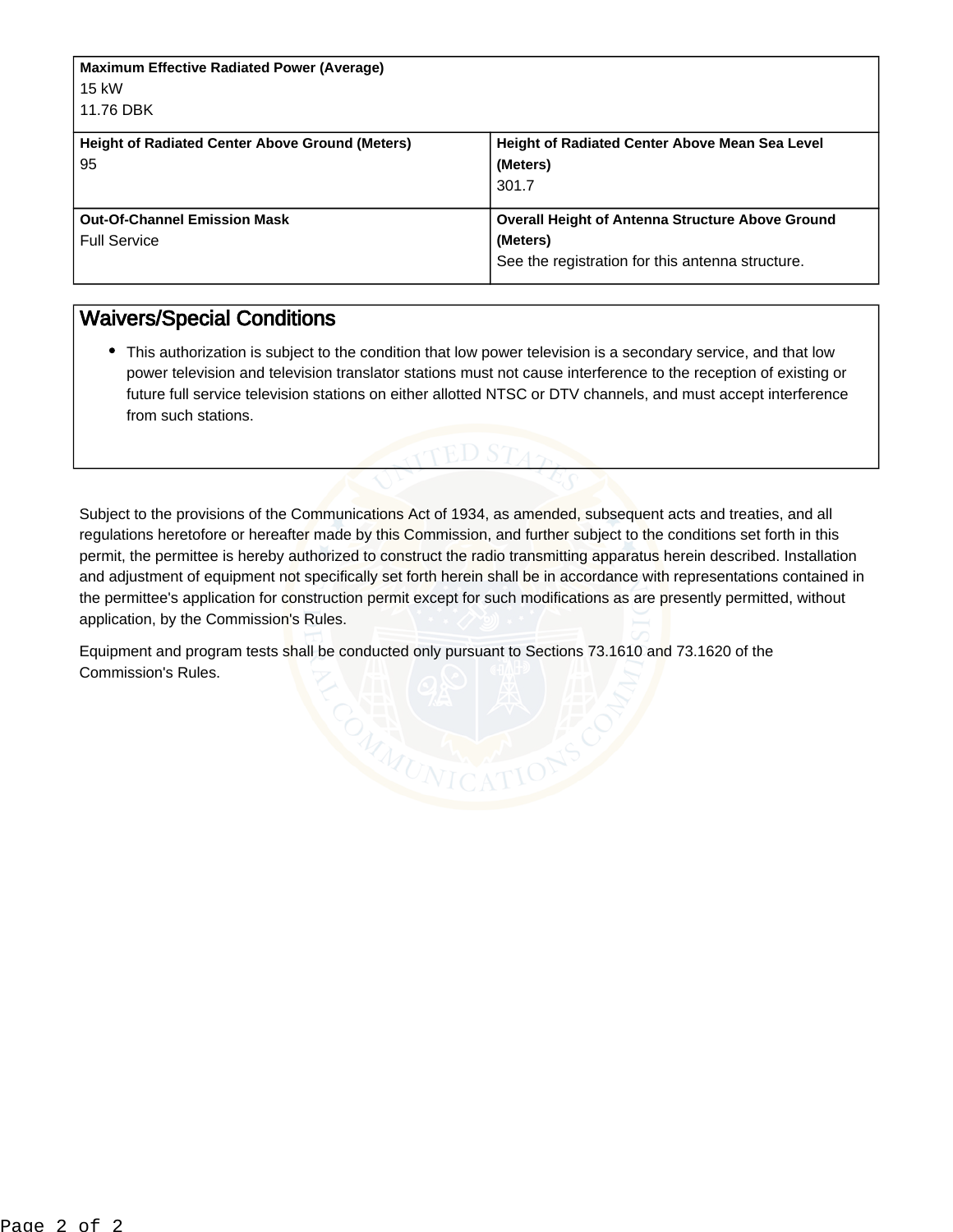| | |
|---|---|
| **Maximum Effective Radiated Power (Average)**<br>15 kW<br>11.76 DBK | |
| **Height of Radiated Center Above Ground (Meters)**<br>95 | **Height of Radiated Center Above Mean Sea Level (Meters)**<br>301.7 |
| **Out-Of-Channel Emission Mask**<br>Full Service | **Overall Height of Antenna Structure Above Ground (Meters)**<br>See the registration for this antenna structure. |

## Waivers/Special Conditions

- This authorization is subject to the condition that low power television is a secondary service, and that low power television and television translator stations must not cause interference to the reception of existing or future full service television stations on either allotted NTSC or DTV channels, and must accept interference from such stations.

Subject to the provisions of the Communications Act of 1934, as amended, subsequent acts and treaties, and all regulations heretofore or hereafter made by this Commission, and further subject to the conditions set forth in this permit, the permittee is hereby authorized to construct the radio transmitting apparatus herein described. Installation and adjustment of equipment not specifically set forth herein shall be in accordance with representations contained in the permittee's application for construction permit except for such modifications as are presently permitted, without application, by the Commission's Rules.

Equipment and program tests shall be conducted only pursuant to Sections 73.1610 and 73.1620 of the Commission's Rules.